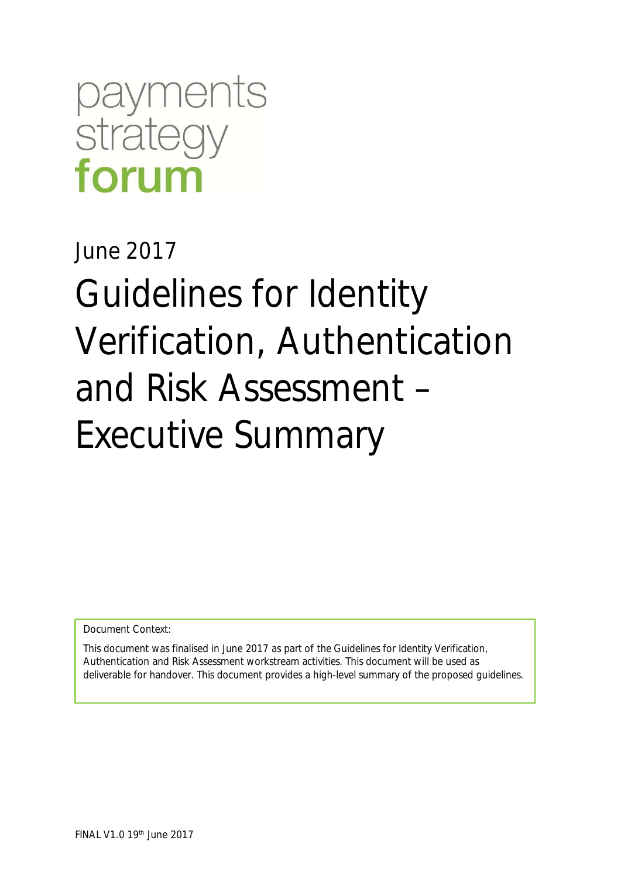payments
strategy
**forum**

June 2017

# Guidelines for Identity Verification, Authentication and Risk Assessment – Executive Summary

Document Context:

This document was finalised in June 2017 as part of the Guidelines for Identity Verification, Authentication and Risk Assessment workstream activities. This document will be used as deliverable for handover. This document provides a high-level summary of the proposed guidelines.

FINAL V1.0 19th June 2017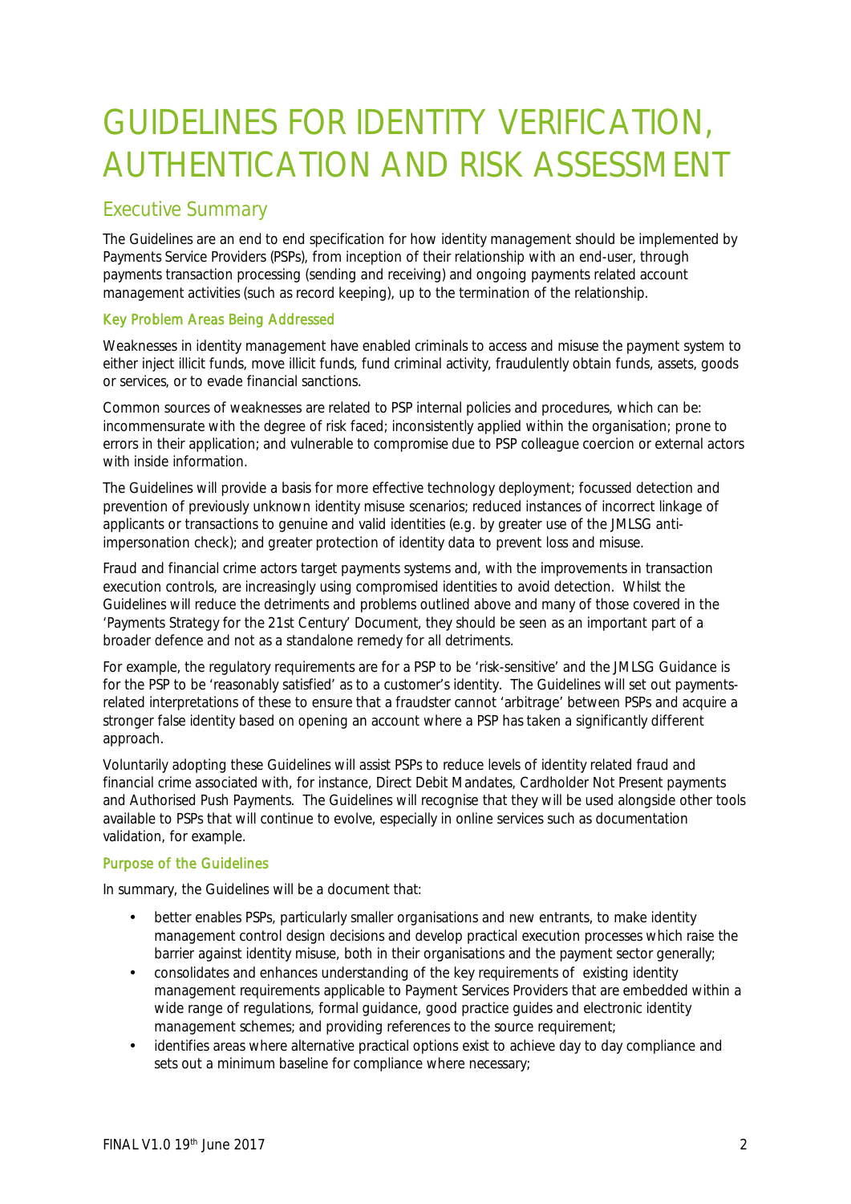# GUIDELINES FOR IDENTITY VERIFICATION, AUTHENTICATION AND RISK ASSESSMENT

## Executive Summary

The Guidelines are an end to end specification for how identity management should be implemented by Payments Service Providers (PSPs), from inception of their relationship with an end-user, through payments transaction processing (sending and receiving) and ongoing payments related account management activities (such as record keeping), up to the termination of the relationship.

### Key Problem Areas Being Addressed

Weaknesses in identity management have enabled criminals to access and misuse the payment system to either inject illicit funds, move illicit funds, fund criminal activity, fraudulently obtain funds, assets, goods or services, or to evade financial sanctions.

Common sources of weaknesses are related to PSP internal policies and procedures, which can be: incommensurate with the degree of risk faced; inconsistently applied within the organisation; prone to errors in their application; and vulnerable to compromise due to PSP colleague coercion or external actors with inside information.

The Guidelines will provide a basis for more effective technology deployment; focussed detection and prevention of previously unknown identity misuse scenarios; reduced instances of incorrect linkage of applicants or transactions to genuine and valid identities (e.g. by greater use of the JMLSG anti-impersonation check); and greater protection of identity data to prevent loss and misuse.

Fraud and financial crime actors target payments systems and, with the improvements in transaction execution controls, are increasingly using compromised identities to avoid detection. Whilst the Guidelines will reduce the detriments and problems outlined above and many of those covered in the 'Payments Strategy for the 21st Century' Document, they should be seen as an important part of a broader defence and not as a standalone remedy for all detriments.

For example, the regulatory requirements are for a PSP to be 'risk-sensitive' and the JMLSG Guidance is for the PSP to be 'reasonably satisfied' as to a customer's identity. The Guidelines will set out payments-related interpretations of these to ensure that a fraudster cannot 'arbitrage' between PSPs and acquire a stronger false identity based on opening an account where a PSP has taken a significantly different approach.

Voluntarily adopting these Guidelines will assist PSPs to reduce levels of identity related fraud and financial crime associated with, for instance, Direct Debit Mandates, Cardholder Not Present payments and Authorised Push Payments. The Guidelines will recognise that they will be used alongside other tools available to PSPs that will continue to evolve, especially in online services such as documentation validation, for example.

### Purpose of the Guidelines

In summary, the Guidelines will be a document that:

- better enables PSPs, particularly smaller organisations and new entrants, to make identity management control design decisions and develop practical execution processes which raise the barrier against identity misuse, both in their organisations and the payment sector generally;
- consolidates and enhances understanding of the key requirements of existing identity management requirements applicable to Payment Services Providers that are embedded within a wide range of regulations, formal guidance, good practice guides and electronic identity management schemes; and providing references to the source requirement;
- identifies areas where alternative practical options exist to achieve day to day compliance and sets out a minimum baseline for compliance where necessary;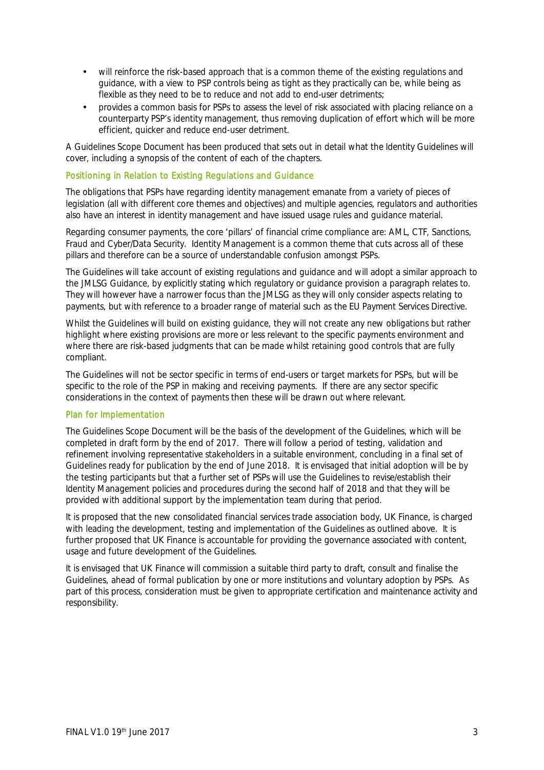- will reinforce the risk-based approach that is a common theme of the existing regulations and guidance, with a view to PSP controls being as tight as they practically can be, while being as flexible as they need to be to reduce and not add to end-user detriments;
- provides a common basis for PSPs to assess the level of risk associated with placing reliance on a counterparty PSP's identity management, thus removing duplication of effort which will be more efficient, quicker and reduce end-user detriment.

A Guidelines Scope Document has been produced that sets out in detail what the Identity Guidelines will cover, including a synopsis of the content of each of the chapters.

### Positioning in Relation to Existing Regulations and Guidance

The obligations that PSPs have regarding identity management emanate from a variety of pieces of legislation (all with different core themes and objectives) and multiple agencies, regulators and authorities also have an interest in identity management and have issued usage rules and guidance material.

Regarding consumer payments, the core 'pillars' of financial crime compliance are: AML, CTF, Sanctions, Fraud and Cyber/Data Security. Identity Management is a common theme that cuts across all of these pillars and therefore can be a source of understandable confusion amongst PSPs.

The Guidelines will take account of existing regulations and guidance and will adopt a similar approach to the JMLSG Guidance, by explicitly stating which regulatory or guidance provision a paragraph relates to. They will however have a narrower focus than the JMLSG as they will only consider aspects relating to payments, but with reference to a broader range of material such as the EU Payment Services Directive.

Whilst the Guidelines will build on existing guidance, they will not create any new obligations but rather highlight where existing provisions are more or less relevant to the specific payments environment and where there are risk-based judgments that can be made whilst retaining good controls that are fully compliant.

The Guidelines will not be sector specific in terms of end-users or target markets for PSPs, but will be specific to the role of the PSP in making and receiving payments. If there are any sector specific considerations in the context of payments then these will be drawn out where relevant.

### Plan for Implementation

The Guidelines Scope Document will be the basis of the development of the Guidelines, which will be completed in draft form by the end of 2017. There will follow a period of testing, validation and refinement involving representative stakeholders in a suitable environment, concluding in a final set of Guidelines ready for publication by the end of June 2018. It is envisaged that initial adoption will be by the testing participants but that a further set of PSPs will use the Guidelines to revise/establish their Identity Management policies and procedures during the second half of 2018 and that they will be provided with additional support by the implementation team during that period.

It is proposed that the new consolidated financial services trade association body, UK Finance, is charged with leading the development, testing and implementation of the Guidelines as outlined above. It is further proposed that UK Finance is accountable for providing the governance associated with content, usage and future development of the Guidelines.

It is envisaged that UK Finance will commission a suitable third party to draft, consult and finalise the Guidelines, ahead of formal publication by one or more institutions and voluntary adoption by PSPs. As part of this process, consideration must be given to appropriate certification and maintenance activity and responsibility.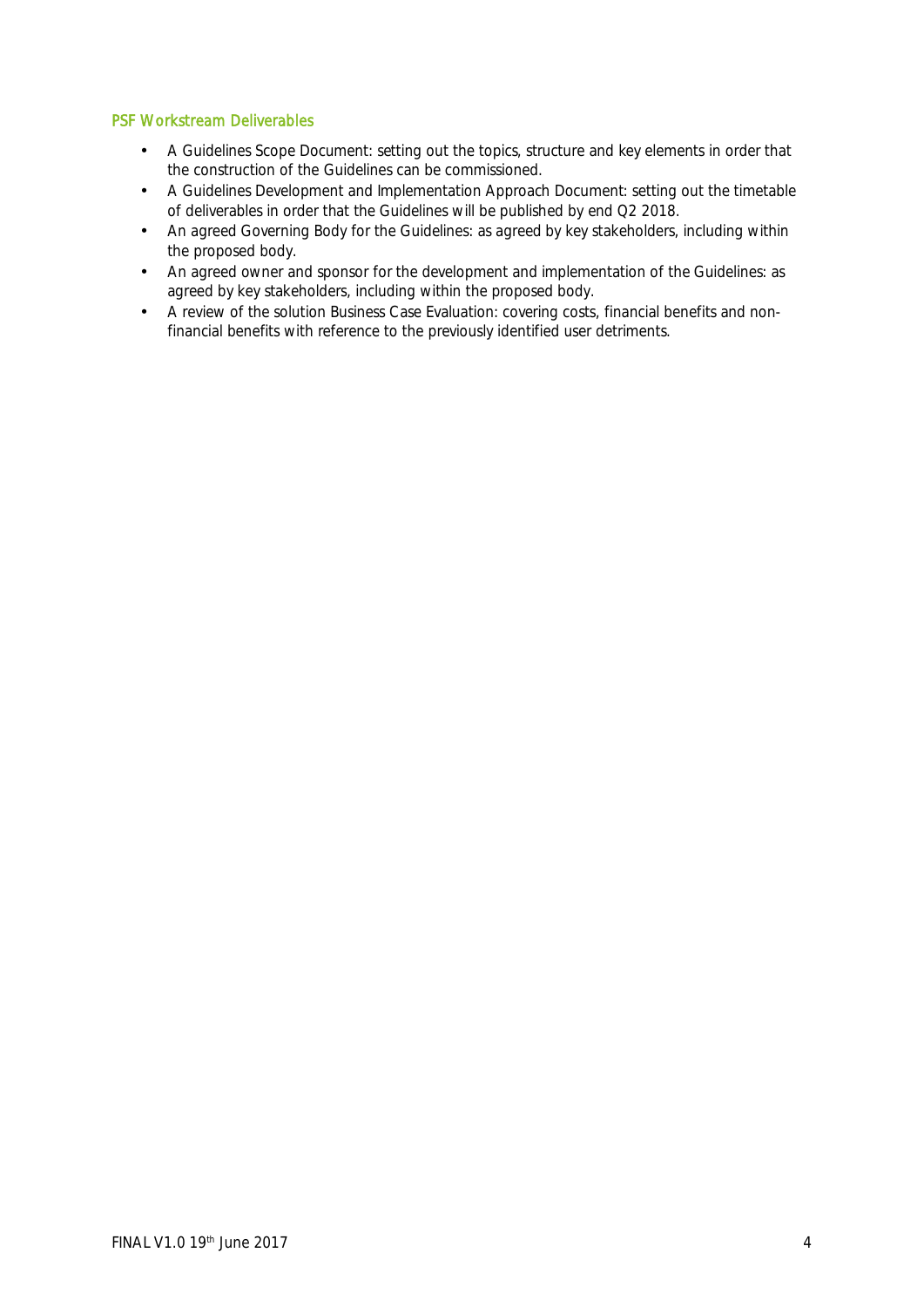### PSF Workstream Deliverables

- A Guidelines Scope Document: setting out the topics, structure and key elements in order that the construction of the Guidelines can be commissioned.
- A Guidelines Development and Implementation Approach Document: setting out the timetable of deliverables in order that the Guidelines will be published by end Q2 2018.
- An agreed Governing Body for the Guidelines: as agreed by key stakeholders, including within the proposed body.
- An agreed owner and sponsor for the development and implementation of the Guidelines: as agreed by key stakeholders, including within the proposed body.
- A review of the solution Business Case Evaluation: covering costs, financial benefits and non-financial benefits with reference to the previously identified user detriments.